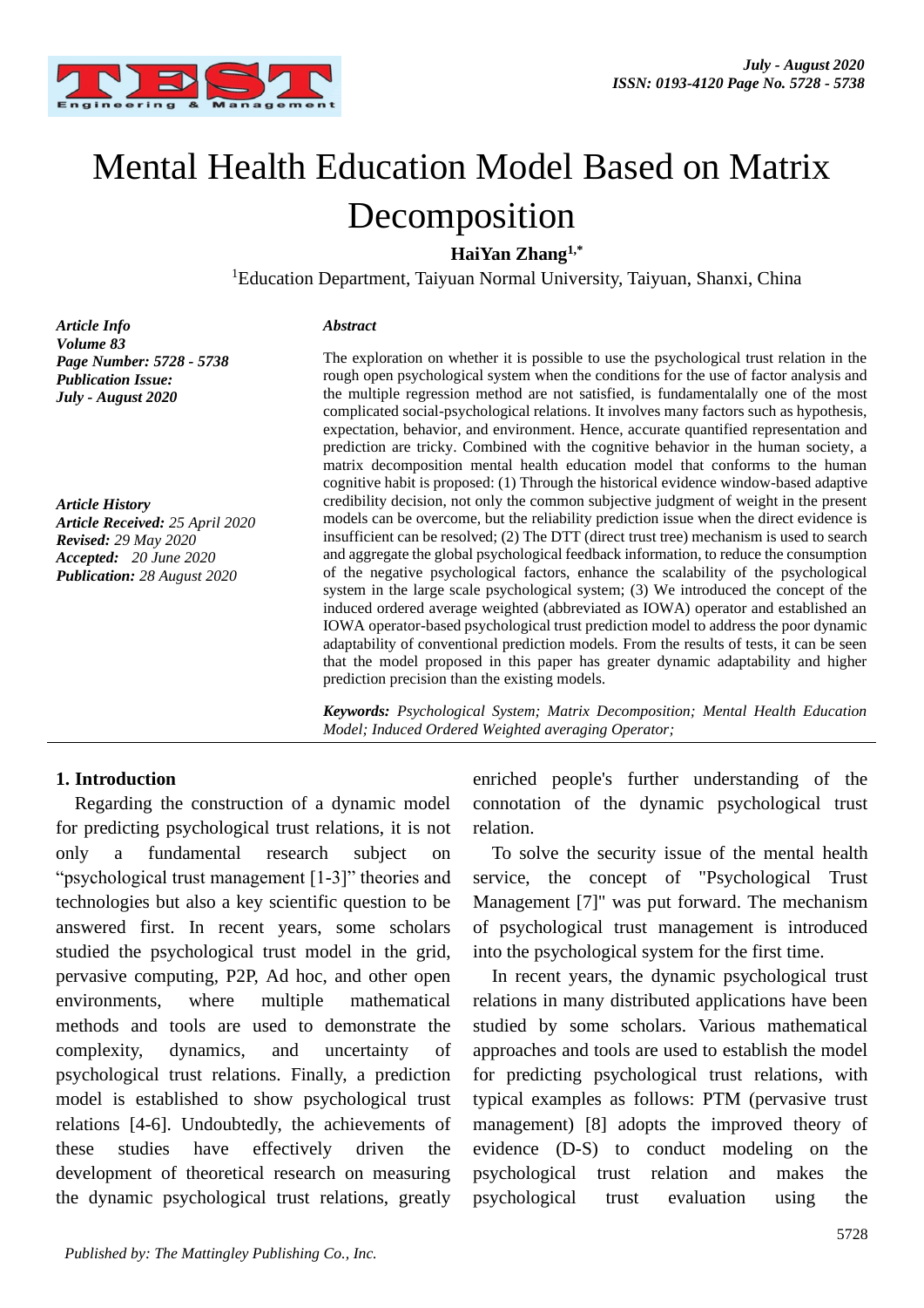# Mental Health Education Model Based on Matrix Decomposition

**HaiYan Zhang[1,*]**

[1]Education Department, Taiyuan Normal University, Taiyuan, Shanxi, China

***Article Info***
***Volume 83***
***Page Number: 5728 - 5738***
***Publication Issue:***
***July - August 2020***

***Article History***
***Article Received:*** *25 April 2020*
***Revised:*** *29 May 2020*
***Accepted:*** *20 June 2020*
***Publication:*** *28 August 2020*

***Abstract***

The exploration on whether it is possible to use the psychological trust relation in the rough open psychological system when the conditions for the use of factor analysis and the multiple regression method are not satisfied, is fundamentalally one of the most complicated social-psychological relations. It involves many factors such as hypothesis, expectation, behavior, and environment. Hence, accurate quantified representation and prediction are tricky. Combined with the cognitive behavior in the human society, a matrix decomposition mental health education model that conforms to the human cognitive habit is proposed: (1) Through the historical evidence window-based adaptive credibility decision, not only the common subjective judgment of weight in the present models can be overcome, but the reliability prediction issue when the direct evidence is insufficient can be resolved; (2) The DTT (direct trust tree) mechanism is used to search and aggregate the global psychological feedback information, to reduce the consumption of the negative psychological factors, enhance the scalability of the psychological system in the large scale psychological system; (3) We introduced the concept of the induced ordered average weighted (abbreviated as IOWA) operator and established an IOWA operator-based psychological trust prediction model to address the poor dynamic adaptability of conventional prediction models. From the results of tests, it can be seen that the model proposed in this paper has greater dynamic adaptability and higher prediction precision than the existing models.

***Keywords:*** *Psychological System; Matrix Decomposition; Mental Health Education Model; Induced Ordered Weighted averaging Operator;*

## 1. Introduction

Regarding the construction of a dynamic model for predicting psychological trust relations, it is not only a fundamental research subject on "psychological trust management [1-3]" theories and technologies but also a key scientific question to be answered first. In recent years, some scholars studied the psychological trust model in the grid, pervasive computing, P2P, Ad hoc, and other open environments, where multiple mathematical methods and tools are used to demonstrate the complexity, dynamics, and uncertainty of psychological trust relations. Finally, a prediction model is established to show psychological trust relations [4-6]. Undoubtedly, the achievements of these studies have effectively driven the development of theoretical research on measuring the dynamic psychological trust relations, greatly enriched people's further understanding of the connotation of the dynamic psychological trust relation.

To solve the security issue of the mental health service, the concept of "Psychological Trust Management [7]" was put forward. The mechanism of psychological trust management is introduced into the psychological system for the first time.

In recent years, the dynamic psychological trust relations in many distributed applications have been studied by some scholars. Various mathematical approaches and tools are used to establish the model for predicting psychological trust relations, with typical examples as follows: PTM (pervasive trust management) [8] adopts the improved theory of evidence (D-S) to conduct modeling on the psychological trust relation and makes the psychological trust evaluation using the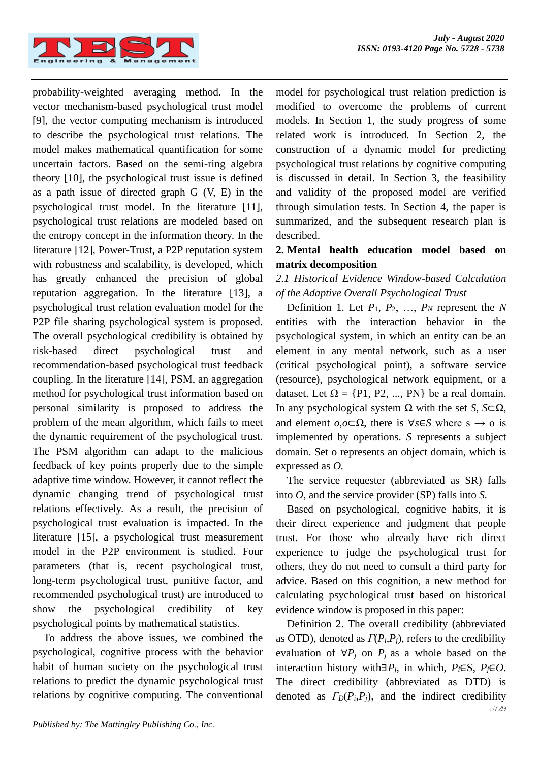probability-weighted averaging method. In the vector mechanism-based psychological trust model [9], the vector computing mechanism is introduced to describe the psychological trust relations. The model makes mathematical quantification for some uncertain factors. Based on the semi-ring algebra theory [10], the psychological trust issue is defined as a path issue of directed graph G (V, E) in the psychological trust model. In the literature [11], psychological trust relations are modeled based on the entropy concept in the information theory. In the literature [12], Power-Trust, a P2P reputation system with robustness and scalability, is developed, which has greatly enhanced the precision of global reputation aggregation. In the literature [13], a psychological trust relation evaluation model for the P2P file sharing psychological system is proposed. The overall psychological credibility is obtained by risk-based direct psychological trust and recommendation-based psychological trust feedback coupling. In the literature [14], PSM, an aggregation method for psychological trust information based on personal similarity is proposed to address the problem of the mean algorithm, which fails to meet the dynamic requirement of the psychological trust. The PSM algorithm can adapt to the malicious feedback of key points properly due to the simple adaptive time window. However, it cannot reflect the dynamic changing trend of psychological trust relations effectively. As a result, the precision of psychological trust evaluation is impacted. In the literature [15], a psychological trust measurement model in the P2P environment is studied. Four parameters (that is, recent psychological trust, long-term psychological trust, punitive factor, and recommended psychological trust) are introduced to show the psychological credibility of key psychological points by mathematical statistics.

To address the above issues, we combined the psychological, cognitive process with the behavior habit of human society on the psychological trust relations to predict the dynamic psychological trust relations by cognitive computing. The conventional model for psychological trust relation prediction is modified to overcome the problems of current models. In Section 1, the study progress of some related work is introduced. In Section 2, the construction of a dynamic model for predicting psychological trust relations by cognitive computing is discussed in detail. In Section 3, the feasibility and validity of the proposed model are verified through simulation tests. In Section 4, the paper is summarized, and the subsequent research plan is described.

## 2. Mental health education model based on matrix decomposition

### *2.1 Historical Evidence Window-based Calculation of the Adaptive Overall Psychological Trust*

Definition 1. Let $P_1$, $P_2$, …, $P_N$ represent the $N$ entities with the interaction behavior in the psychological system, in which an entity can be an element in any mental network, such as a user (critical psychological point), a software service (resource), psychological network equipment, or a dataset. Let $\Omega$ = {P1, P2, ..., PN} be a real domain. In any psychological system $\Omega$ with the set $S$, $S \subset \Omega$, and element $o, o \subset \Omega$, there is $\forall s \in S$ where $s \rightarrow o$ is implemented by operations. $S$ represents a subject domain. Set o represents an object domain, which is expressed as $O$.

The service requester (abbreviated as SR) falls into $O$, and the service provider (SP) falls into $S$.

Based on psychological, cognitive habits, it is their direct experience and judgment that people trust. For those who already have rich direct experience to judge the psychological trust for others, they do not need to consult a third party for advice. Based on this cognition, a new method for calculating psychological trust based on historical evidence window is proposed in this paper:

Definition 2. The overall credibility (abbreviated as OTD), denoted as $\Gamma(P_i,P_j)$, refers to the credibility evaluation of $\forall P_j$ on $P_j$ as a whole based on the interaction history with$\exists P_j$, in which, $P_i \in S$, $P_j \in O$. The direct credibility (abbreviated as DTD) is denoted as $\Gamma_D(P_i,P_j)$, and the indirect credibility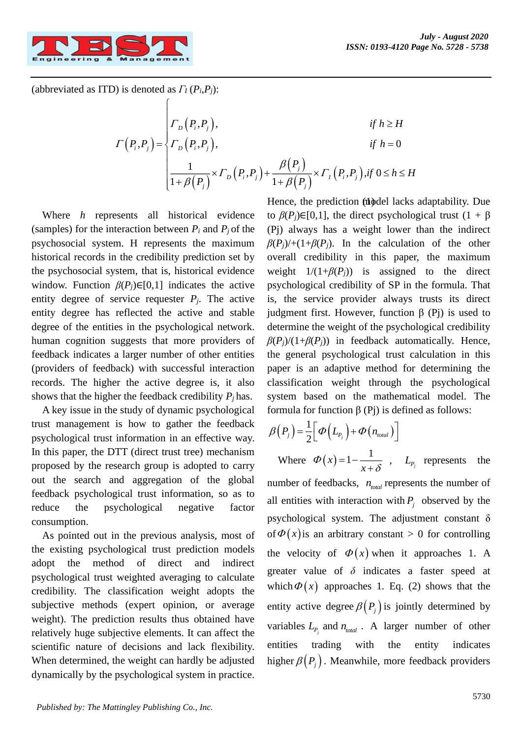(abbreviated as ITD) is denoted as $\Gamma_I$ ($P_i$,$P_j$):

$$\Gamma\left(P_i,P_j\right)=\begin{cases}\Gamma_D\left(P_i,P_j\right), & if\ h\geq H\\ \Gamma_D\left(P_i,P_j\right), & if\ h=0\\ \dfrac{1}{1+\beta\left(P_j\right)}\times\Gamma_D\left(P_i,P_j\right)+\dfrac{\beta\left(P_j\right)}{1+\beta\left(P_j\right)}\times\Gamma_I\left(P_i,P_j\right), & if\ 0\leq h\leq H\end{cases} \quad (1)$$

Where $h$ represents all historical evidence (samples) for the interaction between $P_i$ and $P_j$ of the psychosocial system. H represents the maximum historical records in the credibility prediction set by the psychosocial system, that is, historical evidence window. Function $\beta(P_j)\in[0,1]$ indicates the active entity degree of service requester $P_j$. The active entity degree has reflected the active and stable degree of the entities in the psychological network. human cognition suggests that more providers of feedback indicates a larger number of other entities (providers of feedback) with successful interaction records. The higher the active degree is, it also shows that the higher the feedback credibility $P_j$ has.

A key issue in the study of dynamic psychological trust management is how to gather the feedback psychological trust information in an effective way. In this paper, the DTT (direct trust tree) mechanism proposed by the research group is adopted to carry out the search and aggregation of the global feedback psychological trust information, so as to reduce the psychological negative factor consumption.

As pointed out in the previous analysis, most of the existing psychological trust prediction models adopt the method of direct and indirect psychological trust weighted averaging to calculate credibility. The classification weight adopts the subjective methods (expert opinion, or average weight). The prediction results thus obtained have relatively huge subjective elements. It can affect the scientific nature of decisions and lack flexibility. When determined, the weight can hardly be adjusted dynamically by the psychological system in practice. Hence, the prediction model lacks adaptability. Due to $\beta(P_j)\in[0,1]$, the direct psychological trust (1 + β (Pj) always has a weight lower than the indirect $\beta(P_j)$/+(1+$\beta(P_j)$). In the calculation of the other overall credibility in this paper, the maximum weight 1/(1+$\beta(P_j)$) is assigned to the direct psychological credibility of SP in the formula. That is, the service provider always trusts its direct judgment first. However, function β (Pj) is used to determine the weight of the psychological credibility $\beta(P_j)$/(1+$\beta(P_j)$) in feedback automatically. Hence, the general psychological trust calculation in this paper is an adaptive method for determining the classification weight through the psychological system based on the mathematical model. The formula for function β (Pj) is defined as follows:

$$\beta\left(P_j\right)=\frac{1}{2}\left[\Phi\left(L_{P_j}\right)+\Phi\left(n_{total}\right)\right]$$

Where $\Phi\left(x\right)=1-\dfrac{1}{x+\delta}$ , $L_{P_j}$ represents the number of feedbacks, $n_{total}$ represents the number of all entities with interaction with $P_j$ observed by the psychological system. The adjustment constant δ of $\Phi\left(x\right)$ is an arbitrary constant > 0 for controlling the velocity of $\Phi\left(x\right)$ when it approaches 1. A greater value of $\delta$ indicates a faster speed at which $\Phi\left(x\right)$ approaches 1. Eq. (2) shows that the entity active degree $\beta\left(P_j\right)$ is jointly determined by variables $L_{P_j}$ and $n_{total}$ . A larger number of other entities trading with the entity indicates higher $\beta\left(P_j\right)$. Meanwhile, more feedback providers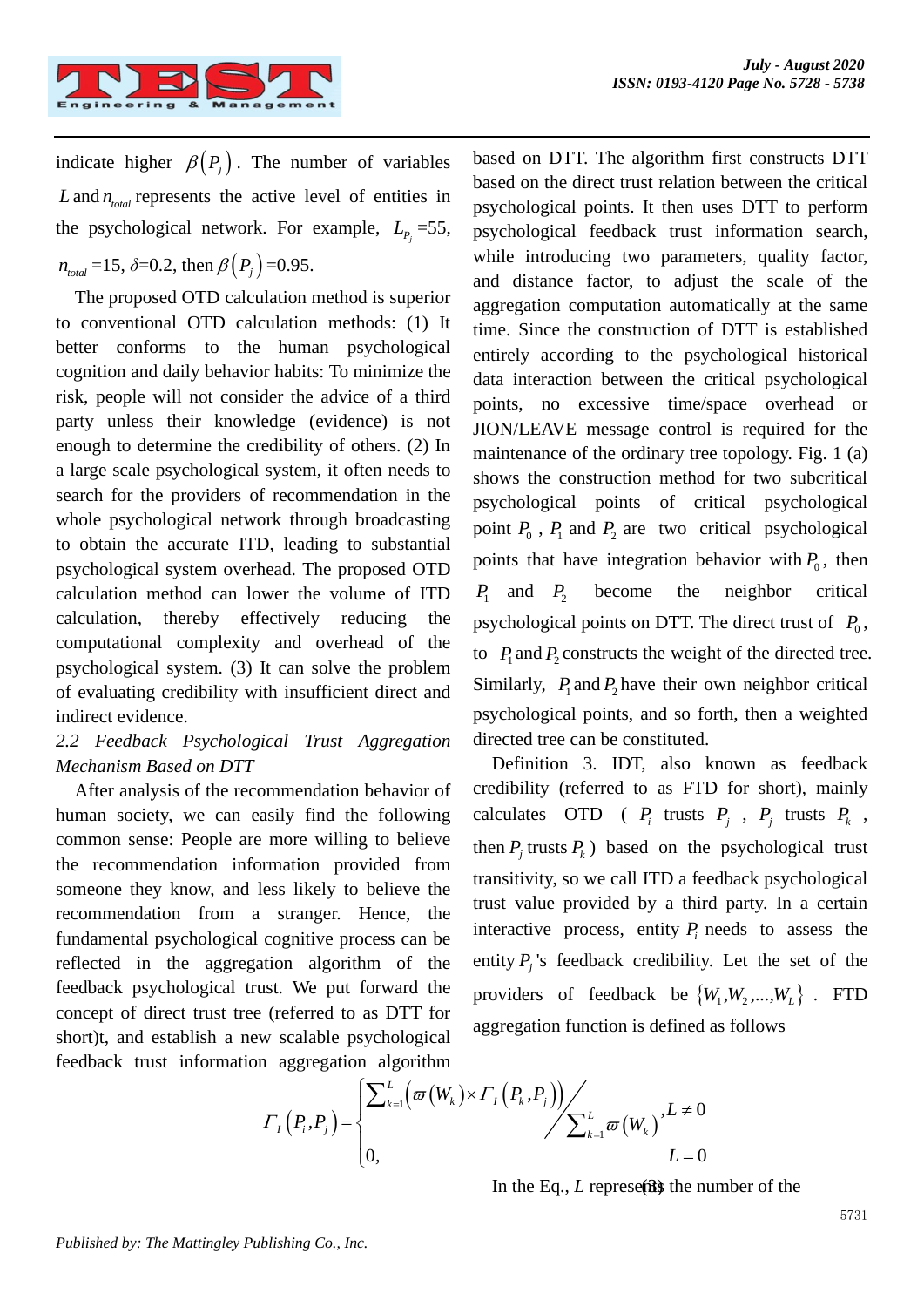indicate higher $\beta\left(P_j\right)$. The number of variables $L$ and $n_{total}$ represents the active level of entities in the psychological network. For example, $L_{P_j}$ =55, $n_{total}$ =15, $\delta$=0.2, then $\beta\left(P_j\right)$ =0.95.

The proposed OTD calculation method is superior to conventional OTD calculation methods: (1) It better conforms to the human psychological cognition and daily behavior habits: To minimize the risk, people will not consider the advice of a third party unless their knowledge (evidence) is not enough to determine the credibility of others. (2) In a large scale psychological system, it often needs to search for the providers of recommendation in the whole psychological network through broadcasting to obtain the accurate ITD, leading to substantial psychological system overhead. The proposed OTD calculation method can lower the volume of ITD calculation, thereby effectively reducing the computational complexity and overhead of the psychological system. (3) It can solve the problem of evaluating credibility with insufficient direct and indirect evidence.

*2.2 Feedback Psychological Trust Aggregation Mechanism Based on DTT*

After analysis of the recommendation behavior of human society, we can easily find the following common sense: People are more willing to believe the recommendation information provided from someone they know, and less likely to believe the recommendation from a stranger. Hence, the fundamental psychological cognitive process can be reflected in the aggregation algorithm of the feedback psychological trust. We put forward the concept of direct trust tree (referred to as DTT for short)t, and establish a new scalable psychological feedback trust information aggregation algorithm based on DTT. The algorithm first constructs DTT based on the direct trust relation between the critical psychological points. It then uses DTT to perform psychological feedback trust information search, while introducing two parameters, quality factor, and distance factor, to adjust the scale of the aggregation computation automatically at the same time. Since the construction of DTT is established entirely according to the psychological historical data interaction between the critical psychological points, no excessive time/space overhead or JION/LEAVE message control is required for the maintenance of the ordinary tree topology. Fig. 1 (a) shows the construction method for two subcritical psychological points of critical psychological point $P_0$ , $P_1$ and $P_2$ are two critical psychological points that have integration behavior with $P_0$, then $P_1$ and $P_2$ become the neighbor critical psychological points on DTT. The direct trust of $P_0$, to $P_1$ and $P_2$ constructs the weight of the directed tree. Similarly, $P_1$ and $P_2$ have their own neighbor critical psychological points, and so forth, then a weighted directed tree can be constituted.

Definition 3. IDT, also known as feedback credibility (referred to as FTD for short), mainly calculates OTD ( $P_i$ trusts $P_j$ , $P_j$ trusts $P_k$ , then $P_j$ trusts $P_k$ ) based on the psychological trust transitivity, so we call ITD a feedback psychological trust value provided by a third party. In a certain interactive process, entity $P_i$ needs to assess the entity $P_j$'s feedback credibility. Let the set of the providers of feedback be $\left\{W_1,W_2,...,W_L\right\}$ . FTD aggregation function is defined as follows

$$\Gamma_I\left(P_i,P_j\right)=\begin{cases}\left.\sum_{k=1}^{L}\left(\varpi\left(W_k\right)\times\Gamma_I\left(P_k,P_j\right)\right)\middle/\sum_{k=1}^{L}\varpi\left(W_k\right)\right., & L\neq 0\\ 0, & L=0\end{cases} \quad (3)$$

In the Eq., $L$ represents the number of the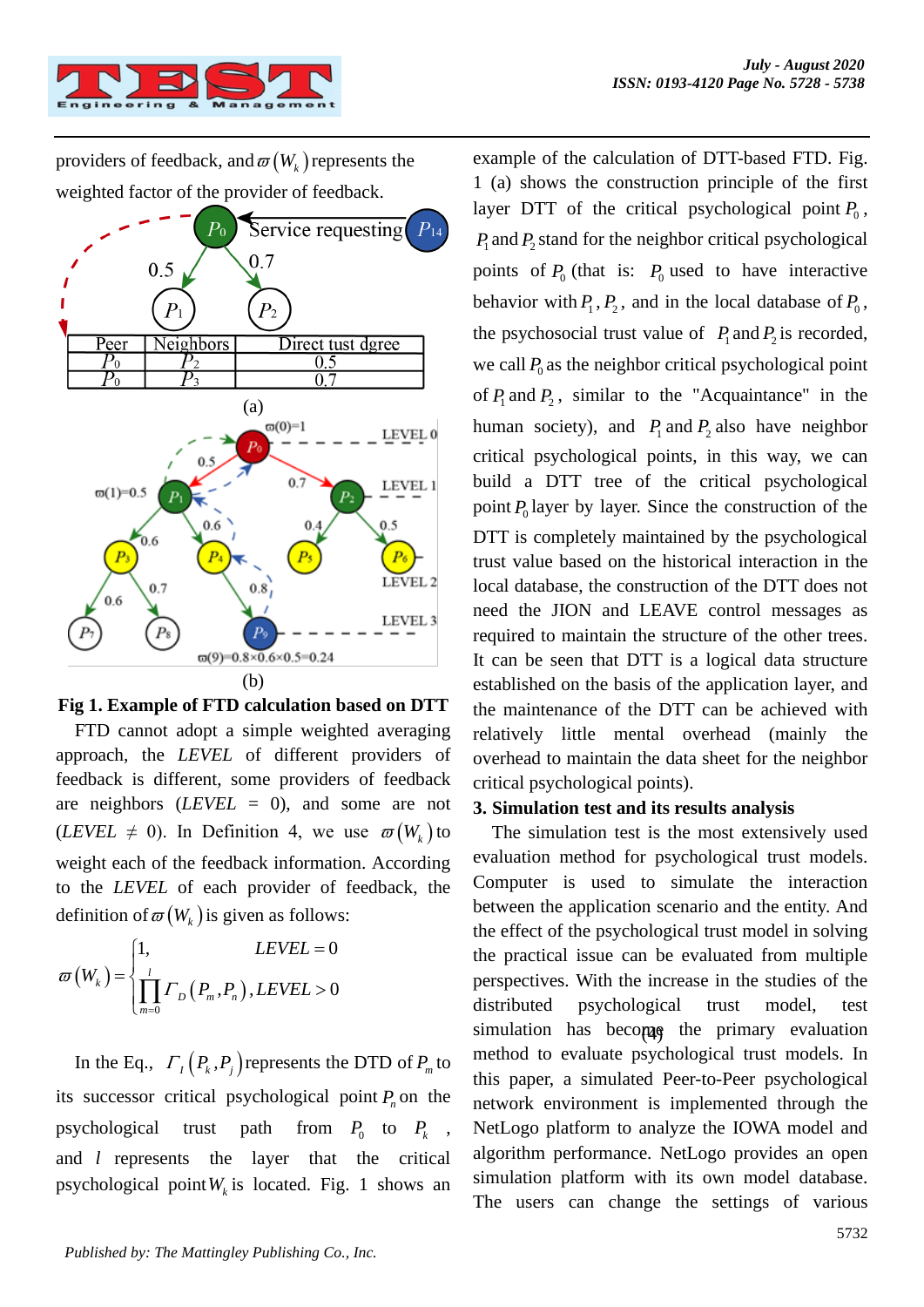providers of feedback, and $\varpi(W_k)$ represents the weighted factor of the provider of feedback.

| Peer | Neighbors | Direct tust dgree |
|---|---|---|
| $P_0$ | $P_2$ | 0.5 |
| $P_0$ | $P_3$ | 0.7 |

(a)

(b)

**Fig 1. Example of FTD calculation based on DTT**

FTD cannot adopt a simple weighted averaging approach, the *LEVEL* of different providers of feedback is different, some providers of feedback are neighbors (*LEVEL* = 0), and some are not (*LEVEL* $\neq$ 0). In Definition 4, we use $\varpi(W_k)$ to weight each of the feedback information. According to the *LEVEL* of each provider of feedback, the definition of $\varpi(W_k)$ is given as follows:

$$\varpi(W_k) = \begin{cases} 1, & LEVEL = 0 \\ \prod_{m=0}^{l} \Gamma_D(P_m, P_n), & LEVEL > 0 \end{cases} \tag{4}$$

In the Eq., $\Gamma_I(P_k, P_j)$ represents the DTD of $P_m$ to its successor critical psychological point $P_n$ on the psychological trust path from $P_0$ to $P_k$, and $l$ represents the layer that the critical psychological point $W_k$ is located. Fig. 1 shows an example of the calculation of DTT-based FTD. Fig. 1 (a) shows the construction principle of the first layer DTT of the critical psychological point $P_0$, $P_1$ and $P_2$ stand for the neighbor critical psychological points of $P_0$ (that is: $P_0$ used to have interactive behavior with $P_1$, $P_2$, and in the local database of $P_0$, the psychosocial trust value of $P_1$ and $P_2$ is recorded, we call $P_0$ as the neighbor critical psychological point of $P_1$ and $P_2$, similar to the "Acquaintance" in the human society), and $P_1$ and $P_2$ also have neighbor critical psychological points, in this way, we can build a DTT tree of the critical psychological point $P_0$ layer by layer. Since the construction of the DTT is completely maintained by the psychological trust value based on the historical interaction in the local database, the construction of the DTT does not need the JION and LEAVE control messages as required to maintain the structure of the other trees. It can be seen that DTT is a logical data structure established on the basis of the application layer, and the maintenance of the DTT can be achieved with relatively little mental overhead (mainly the overhead to maintain the data sheet for the neighbor critical psychological points).

## 3. Simulation test and its results analysis

The simulation test is the most extensively used evaluation method for psychological trust models. Computer is used to simulate the interaction between the application scenario and the entity. And the effect of the psychological trust model in solving the practical issue can be evaluated from multiple perspectives. With the increase in the studies of the distributed psychological trust model, test simulation has become the primary evaluation method to evaluate psychological trust models. In this paper, a simulated Peer-to-Peer psychological network environment is implemented through the NetLogo platform to analyze the IOWA model and algorithm performance. NetLogo provides an open simulation platform with its own model database. The users can change the settings of various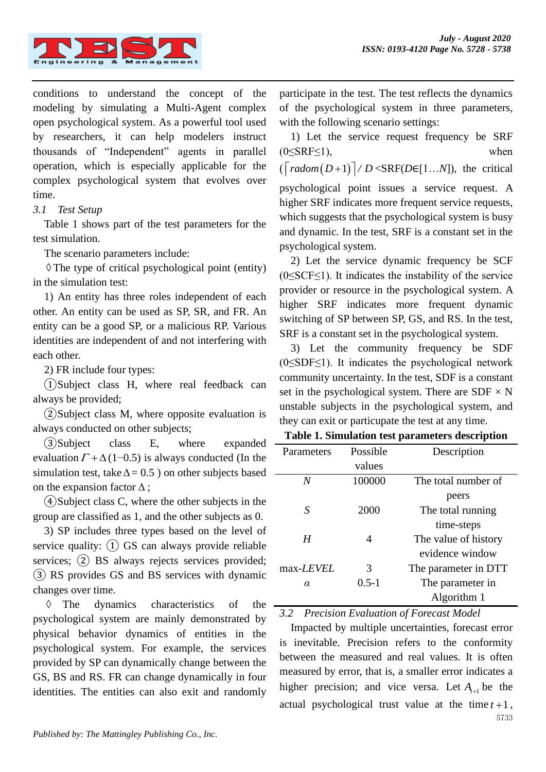conditions to understand the concept of the modeling by simulating a Multi-Agent complex open psychological system. As a powerful tool used by researchers, it can help modelers instruct thousands of "Independent" agents in parallel operation, which is especially applicable for the complex psychological system that evolves over time.

*3.1 Test Setup*

Table 1 shows part of the test parameters for the test simulation.

The scenario parameters include:

◊ The type of critical psychological point (entity) in the simulation test:

1) An entity has three roles independent of each other. An entity can be used as SP, SR, and FR. An entity can be a good SP, or a malicious RP. Various identities are independent of and not interfering with each other.

2) FR include four types:

①Subject class H, where real feedback can always be provided;

②Subject class M, where opposite evaluation is always conducted on other subjects;

③Subject class E, where expanded evaluation $\Gamma + \Delta(1-0.5)$ is always conducted (In the simulation test, take $\Delta = 0.5$ ) on other subjects based on the expansion factor $\Delta$;

④Subject class C, where the other subjects in the group are classified as 1, and the other subjects as 0.

3) SP includes three types based on the level of service quality: ① GS can always provide reliable services; ② BS always rejects services provided; ③ RS provides GS and BS services with dynamic changes over time.

◊ The dynamics characteristics of the psychological system are mainly demonstrated by physical behavior dynamics of entities in the psychological system. For example, the services provided by SP can dynamically change between the GS, BS and RS. FR can change dynamically in four identities. The entities can also exit and randomly participate in the test. The test reflects the dynamics of the psychological system in three parameters, with the following scenario settings:

1) Let the service request frequency be SRF (0≤SRF≤1), when ($\lceil radom(D+1) \rceil / D$ <SRF($D$∈[1…$N$]), the critical psychological point issues a service request. A higher SRF indicates more frequent service requests, which suggests that the psychological system is busy and dynamic. In the test, SRF is a constant set in the psychological system.

2) Let the service dynamic frequency be SCF (0≤SCF≤1). It indicates the instability of the service provider or resource in the psychological system. A higher SRF indicates more frequent dynamic switching of SP between SP, GS, and RS. In the test, SRF is a constant set in the psychological system.

3) Let the community frequency be SDF (0≤SDF≤1). It indicates the psychological network community uncertainty. In the test, SDF is a constant set in the psychological system. There are SDF × N unstable subjects in the psychological system, and they can exit or particupate the test at any time.

**Table 1. Simulation test parameters description**

| Parameters | Possible values | Description |
| --- | --- | --- |
| *N* | 100000 | The total number of peers |
| *S* | 2000 | The total running time-steps |
| *H* | 4 | The value of history evidence window |
| max-*LEVEL* | 3 | The parameter in DTT |
| *α* | 0.5-1 | The parameter in Algorithm 1 |

*3.2 Precision Evaluation of Forecast Model*

Impacted by multiple uncertainties, forecast error is inevitable. Precision refers to the conformity between the measured and real values. It is often measured by error, that is, a smaller error indicates a higher precision; and vice versa. Let $A_{t+1}$ be the actual psychological trust value at the time $t+1$,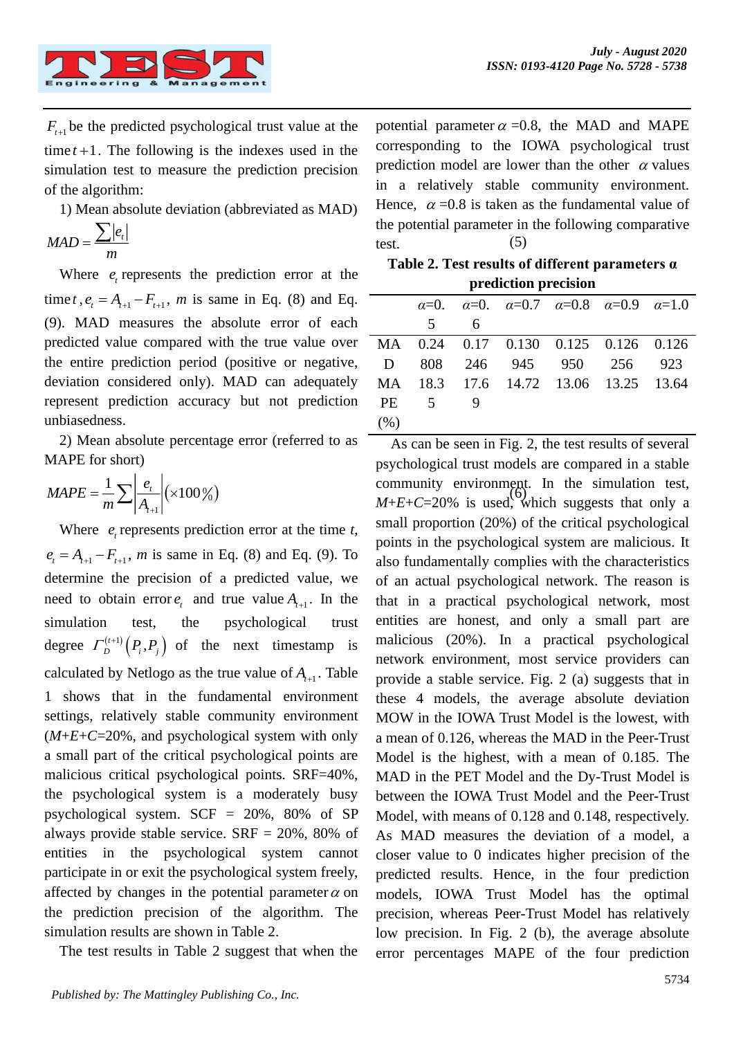$F_{t+1}$ be the predicted psychological trust value at the time $t+1$. The following is the indexes used in the simulation test to measure the prediction precision of the algorithm:

1) Mean absolute deviation (abbreviated as MAD)

$$MAD = \frac{\sum |e_t|}{m} \tag{5}$$

Where $e_t$ represents the prediction error at the time $t$, $e_t = A_{t+1} - F_{t+1}$, $m$ is same in Eq. (8) and Eq. (9). MAD measures the absolute error of each predicted value compared with the true value over the entire prediction period (positive or negative, deviation considered only). MAD can adequately represent prediction accuracy but not prediction unbiasedness.

2) Mean absolute percentage error (referred to as MAPE for short)

$$MAPE = \frac{1}{m}\sum \left|\frac{e_t}{A_{t+1}}\right| (\times 100\%) \tag{6}$$

Where $e_t$ represents prediction error at the time $t$, $e_t = A_{t+1} - F_{t+1}$, $m$ is same in Eq. (8) and Eq. (9). To determine the precision of a predicted value, we need to obtain error $e_t$ and true value $A_{t+1}$. In the simulation test, the psychological trust degree $\Gamma_D^{(t+1)}(P_i, P_j)$ of the next timestamp is calculated by Netlogo as the true value of $A_{t+1}$. Table 1 shows that in the fundamental environment settings, relatively stable community environment ($M$+$E$+$C$=20%, and psychological system with only a small part of the critical psychological points are malicious critical psychological points. SRF=40%, the psychological system is a moderately busy psychological system. SCF = 20%, 80% of SP always provide stable service. SRF = 20%, 80% of entities in the psychological system cannot participate in or exit the psychological system freely, affected by changes in the potential parameter $\alpha$ on the prediction precision of the algorithm. The simulation results are shown in Table 2.

The test results in Table 2 suggest that when the potential parameter $\alpha$ =0.8, the MAD and MAPE corresponding to the IOWA psychological trust prediction model are lower than the other $\alpha$ values in a relatively stable community environment. Hence, $\alpha$ =0.8 is taken as the fundamental value of the potential parameter in the following comparative test.

**Table 2. Test results of different parameters α prediction precision**

| | $\alpha$=0.5 | $\alpha$=0.6 | $\alpha$=0.7 | $\alpha$=0.8 | $\alpha$=0.9 | $\alpha$=1.0 |
|---|---|---|---|---|---|---|
| MAD | 0.24808 | 0.17246 | 0.130945 | 0.125950 | 0.126256 | 0.126923 |
| MAPE (%) | 18.35 | 17.69 | 14.72 | 13.06 | 13.25 | 13.64 |

As can be seen in Fig. 2, the test results of several psychological trust models are compared in a stable community environment. In the simulation test, $M$+$E$+$C$=20% is used, which suggests that only a small proportion (20%) of the critical psychological points in the psychological system are malicious. It also fundamentally complies with the characteristics of an actual psychological network. The reason is that in a practical psychological network, most entities are honest, and only a small part are malicious (20%). In a practical psychological network environment, most service providers can provide a stable service. Fig. 2 (a) suggests that in these 4 models, the average absolute deviation MOW in the IOWA Trust Model is the lowest, with a mean of 0.126, whereas the MAD in the Peer-Trust Model is the highest, with a mean of 0.185. The MAD in the PET Model and the Dy-Trust Model is between the IOWA Trust Model and the Peer-Trust Model, with means of 0.128 and 0.148, respectively. As MAD measures the deviation of a model, a closer value to 0 indicates higher precision of the predicted results. Hence, in the four prediction models, IOWA Trust Model has the optimal precision, whereas Peer-Trust Model has relatively low precision. In Fig. 2 (b), the average absolute error percentages MAPE of the four prediction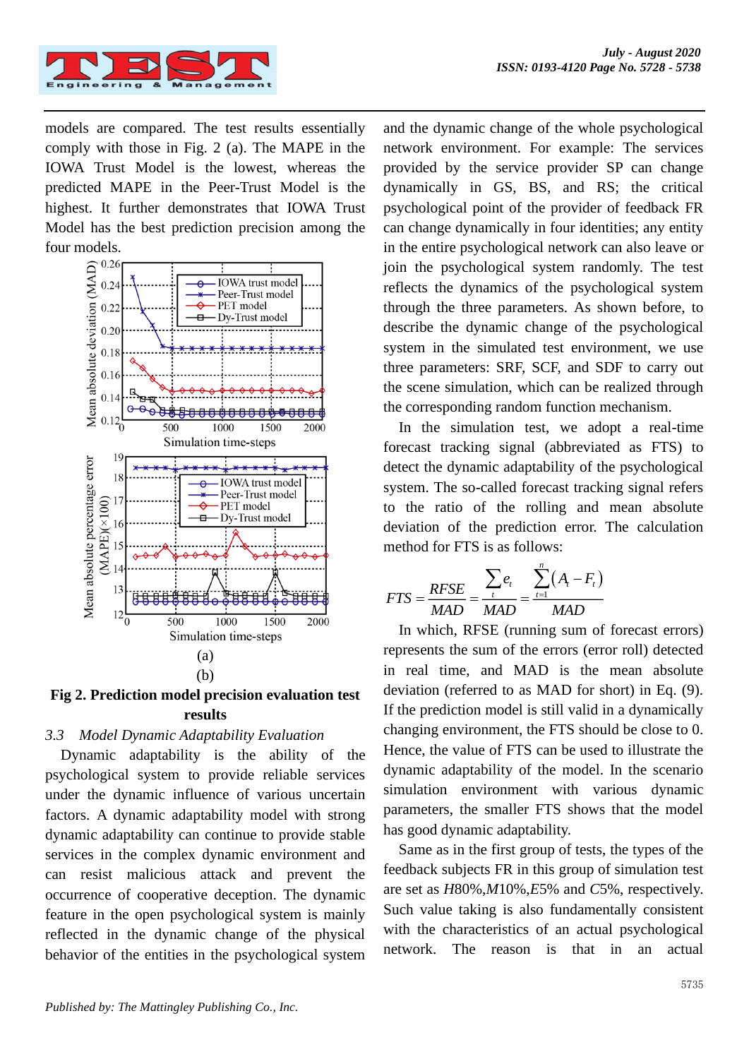models are compared. The test results essentially comply with those in Fig. 2 (a). The MAPE in the IOWA Trust Model is the lowest, whereas the predicted MAPE in the Peer-Trust Model is the highest. It further demonstrates that IOWA Trust Model has the best prediction precision among the four models.

(a)

(b)

**Fig 2. Prediction model precision evaluation test results**

### *3.3 Model Dynamic Adaptability Evaluation*

Dynamic adaptability is the ability of the psychological system to provide reliable services under the dynamic influence of various uncertain factors. A dynamic adaptability model with strong dynamic adaptability can continue to provide stable services in the complex dynamic environment and can resist malicious attack and prevent the occurrence of cooperative deception. The dynamic feature in the open psychological system is mainly reflected in the dynamic change of the physical behavior of the entities in the psychological system and the dynamic change of the whole psychological network environment. For example: The services provided by the service provider SP can change dynamically in GS, BS, and RS; the critical psychological point of the provider of feedback FR can change dynamically in four identities; any entity in the entire psychological network can also leave or join the psychological system randomly. The test reflects the dynamics of the psychological system through the three parameters. As shown before, to describe the dynamic change of the psychological system in the simulated test environment, we use three parameters: SRF, SCF, and SDF to carry out the scene simulation, which can be realized through the corresponding random function mechanism.

In the simulation test, we adopt a real-time forecast tracking signal (abbreviated as FTS) to detect the dynamic adaptability of the psychological system. The so-called forecast tracking signal refers to the ratio of the rolling and mean absolute deviation of the prediction error. The calculation method for FTS is as follows:

$$FTS = \frac{RFSE}{MAD} = \frac{\sum_t e_t}{MAD} = \frac{\sum_{t=1}^{n}(A_t - F_t)}{MAD}$$

In which, RFSE (running sum of forecast errors) represents the sum of the errors (error roll) detected in real time, and MAD is the mean absolute deviation (referred to as MAD for short) in Eq. (9). If the prediction model is still valid in a dynamically changing environment, the FTS should be close to 0. Hence, the value of FTS can be used to illustrate the dynamic adaptability of the model. In the scenario simulation environment with various dynamic parameters, the smaller FTS shows that the model has good dynamic adaptability.

Same as in the first group of tests, the types of the feedback subjects FR in this group of simulation test are set as *H*80%,*M*10%,*E*5% and *C*5%, respectively. Such value taking is also fundamentally consistent with the characteristics of an actual psychological network. The reason is that in an actual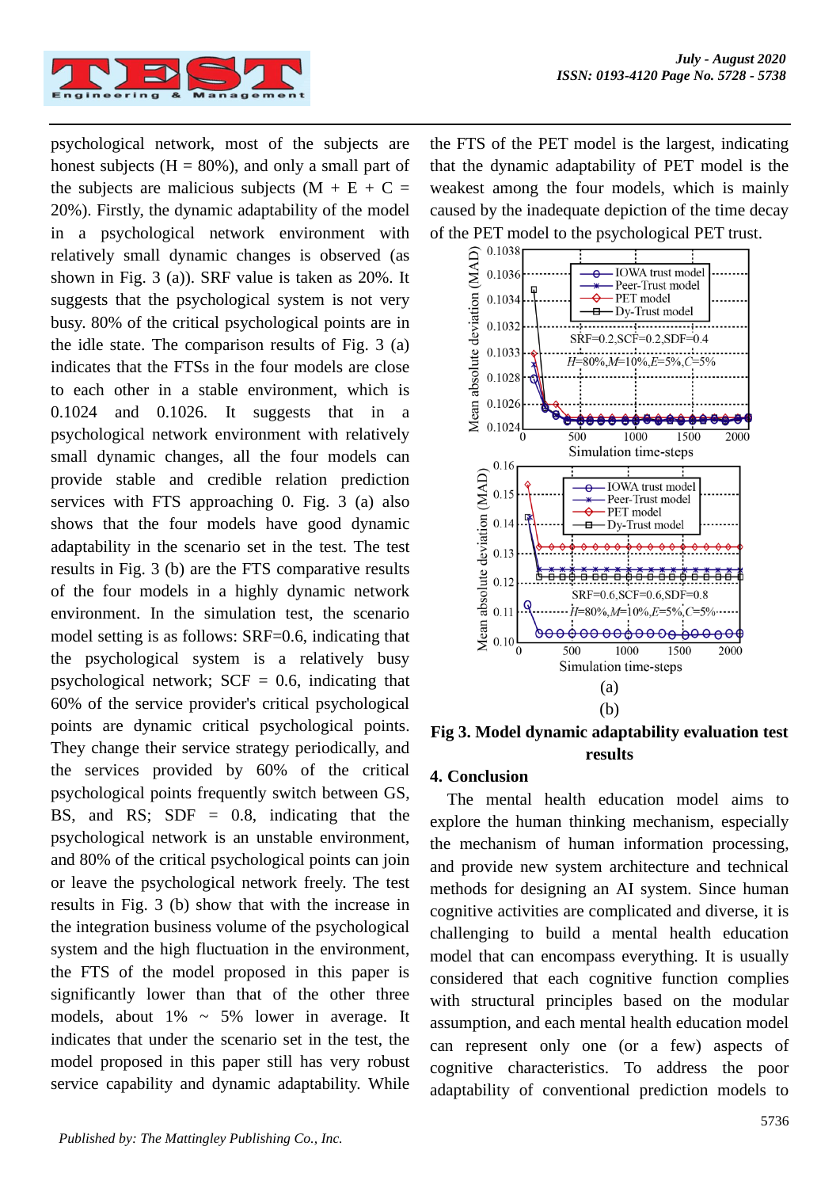psychological network, most of the subjects are honest subjects (H = 80%), and only a small part of the subjects are malicious subjects (M + E + C = 20%). Firstly, the dynamic adaptability of the model in a psychological network environment with relatively small dynamic changes is observed (as shown in Fig. 3 (a)). SRF value is taken as 20%. It suggests that the psychological system is not very busy. 80% of the critical psychological points are in the idle state. The comparison results of Fig. 3 (a) indicates that the FTSs in the four models are close to each other in a stable environment, which is 0.1024 and 0.1026. It suggests that in a psychological network environment with relatively small dynamic changes, all the four models can provide stable and credible relation prediction services with FTS approaching 0. Fig. 3 (a) also shows that the four models have good dynamic adaptability in the scenario set in the test. The test results in Fig. 3 (b) are the FTS comparative results of the four models in a highly dynamic network environment. In the simulation test, the scenario model setting is as follows: SRF=0.6, indicating that the psychological system is a relatively busy psychological network; SCF = 0.6, indicating that 60% of the service provider's critical psychological points are dynamic critical psychological points. They change their service strategy periodically, and the services provided by 60% of the critical psychological points frequently switch between GS, BS, and RS; SDF = 0.8, indicating that the psychological network is an unstable environment, and 80% of the critical psychological points can join or leave the psychological network freely. The test results in Fig. 3 (b) show that with the increase in the integration business volume of the psychological system and the high fluctuation in the environment, the FTS of the model proposed in this paper is significantly lower than that of the other three models, about 1% ~ 5% lower in average. It indicates that under the scenario set in the test, the model proposed in this paper still has very robust service capability and dynamic adaptability. While the FTS of the PET model is the largest, indicating that the dynamic adaptability of PET model is the weakest among the four models, which is mainly caused by the inadequate depiction of the time decay of the PET model to the psychological PET trust.

(a)

(b)

**Fig 3. Model dynamic adaptability evaluation test results**

## 4. Conclusion

The mental health education model aims to explore the human thinking mechanism, especially the mechanism of human information processing, and provide new system architecture and technical methods for designing an AI system. Since human cognitive activities are complicated and diverse, it is challenging to build a mental health education model that can encompass everything. It is usually considered that each cognitive function complies with structural principles based on the modular assumption, and each mental health education model can represent only one (or a few) aspects of cognitive characteristics. To address the poor adaptability of conventional prediction models to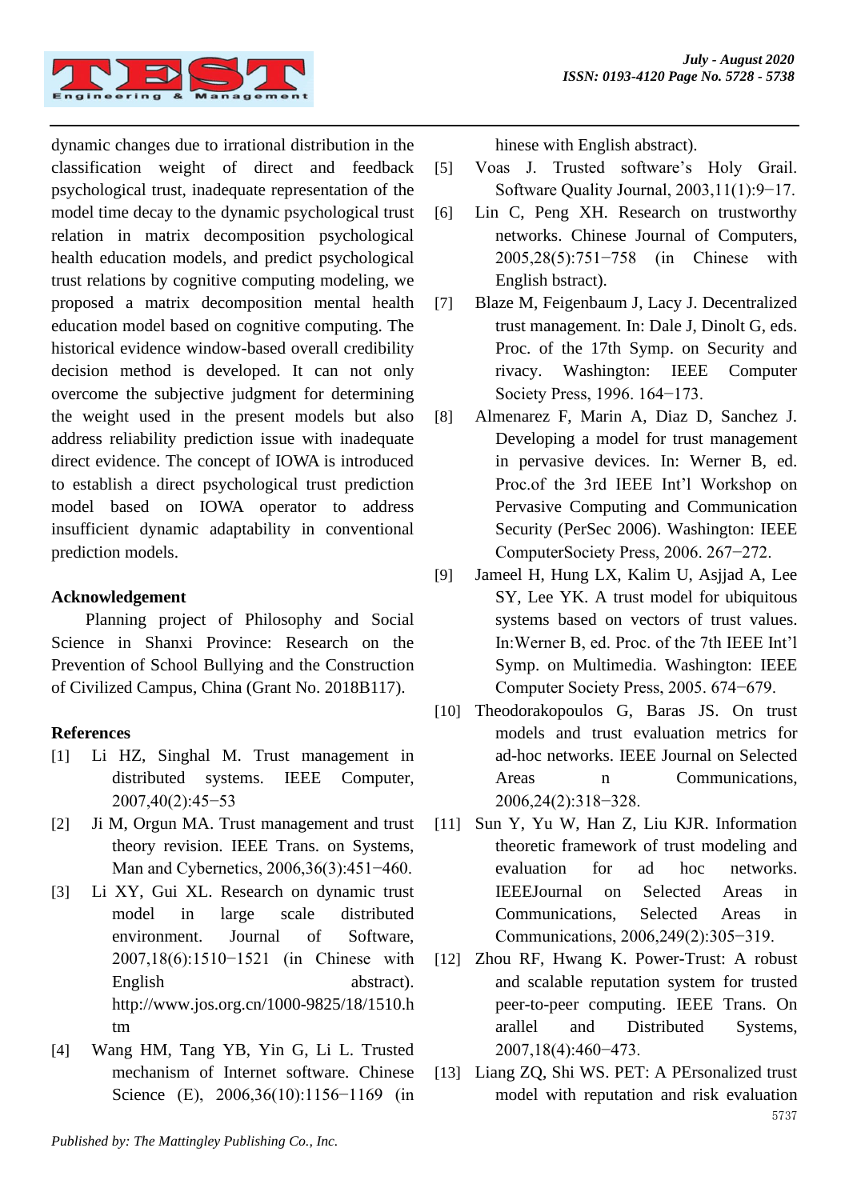dynamic changes due to irrational distribution in the classification weight of direct and feedback psychological trust, inadequate representation of the model time decay to the dynamic psychological trust relation in matrix decomposition psychological health education models, and predict psychological trust relations by cognitive computing modeling, we proposed a matrix decomposition mental health education model based on cognitive computing. The historical evidence window-based overall credibility decision method is developed. It can not only overcome the subjective judgment for determining the weight used in the present models but also address reliability prediction issue with inadequate direct evidence. The concept of IOWA is introduced to establish a direct psychological trust prediction model based on IOWA operator to address insufficient dynamic adaptability in conventional prediction models.

### Acknowledgement

Planning project of Philosophy and Social Science in Shanxi Province: Research on the Prevention of School Bullying and the Construction of Civilized Campus, China (Grant No. 2018B117).

### References

[1] Li HZ, Singhal M. Trust management in distributed systems. IEEE Computer, 2007,40(2):45−53

[2] Ji M, Orgun MA. Trust management and trust theory revision. IEEE Trans. on Systems, Man and Cybernetics, 2006,36(3):451−460.

[3] Li XY, Gui XL. Research on dynamic trust model in large scale distributed environment. Journal of Software, 2007,18(6):1510−1521 (in Chinese with English abstract). http://www.jos.org.cn/1000-9825/18/1510.htm

[4] Wang HM, Tang YB, Yin G, Li L. Trusted mechanism of Internet software. Chinese Science (E), 2006,36(10):1156−1169 (in hinese with English abstract).

[5] Voas J. Trusted software's Holy Grail. Software Quality Journal, 2003,11(1):9−17.

[6] Lin C, Peng XH. Research on trustworthy networks. Chinese Journal of Computers, 2005,28(5):751−758 (in Chinese with English bstract).

[7] Blaze M, Feigenbaum J, Lacy J. Decentralized trust management. In: Dale J, Dinolt G, eds. Proc. of the 17th Symp. on Security and rivacy. Washington: IEEE Computer Society Press, 1996. 164−173.

[8] Almenarez F, Marin A, Diaz D, Sanchez J. Developing a model for trust management in pervasive devices. In: Werner B, ed. Proc.of the 3rd IEEE Int'l Workshop on Pervasive Computing and Communication Security (PerSec 2006). Washington: IEEE ComputerSociety Press, 2006. 267−272.

[9] Jameel H, Hung LX, Kalim U, Asjjad A, Lee SY, Lee YK. A trust model for ubiquitous systems based on vectors of trust values. In:Werner B, ed. Proc. of the 7th IEEE Int'l Symp. on Multimedia. Washington: IEEE Computer Society Press, 2005. 674−679.

[10] Theodorakopoulos G, Baras JS. On trust models and trust evaluation metrics for ad-hoc networks. IEEE Journal on Selected Areas n Communications, 2006,24(2):318−328.

[11] Sun Y, Yu W, Han Z, Liu KJR. Information theoretic framework of trust modeling and evaluation for ad hoc networks. IEEEJournal on Selected Areas in Communications, Selected Areas in Communications, 2006,249(2):305−319.

[12] Zhou RF, Hwang K. Power-Trust: A robust and scalable reputation system for trusted peer-to-peer computing. IEEE Trans. On arallel and Distributed Systems, 2007,18(4):460−473.

[13] Liang ZQ, Shi WS. PET: A PErsonalized trust model with reputation and risk evaluation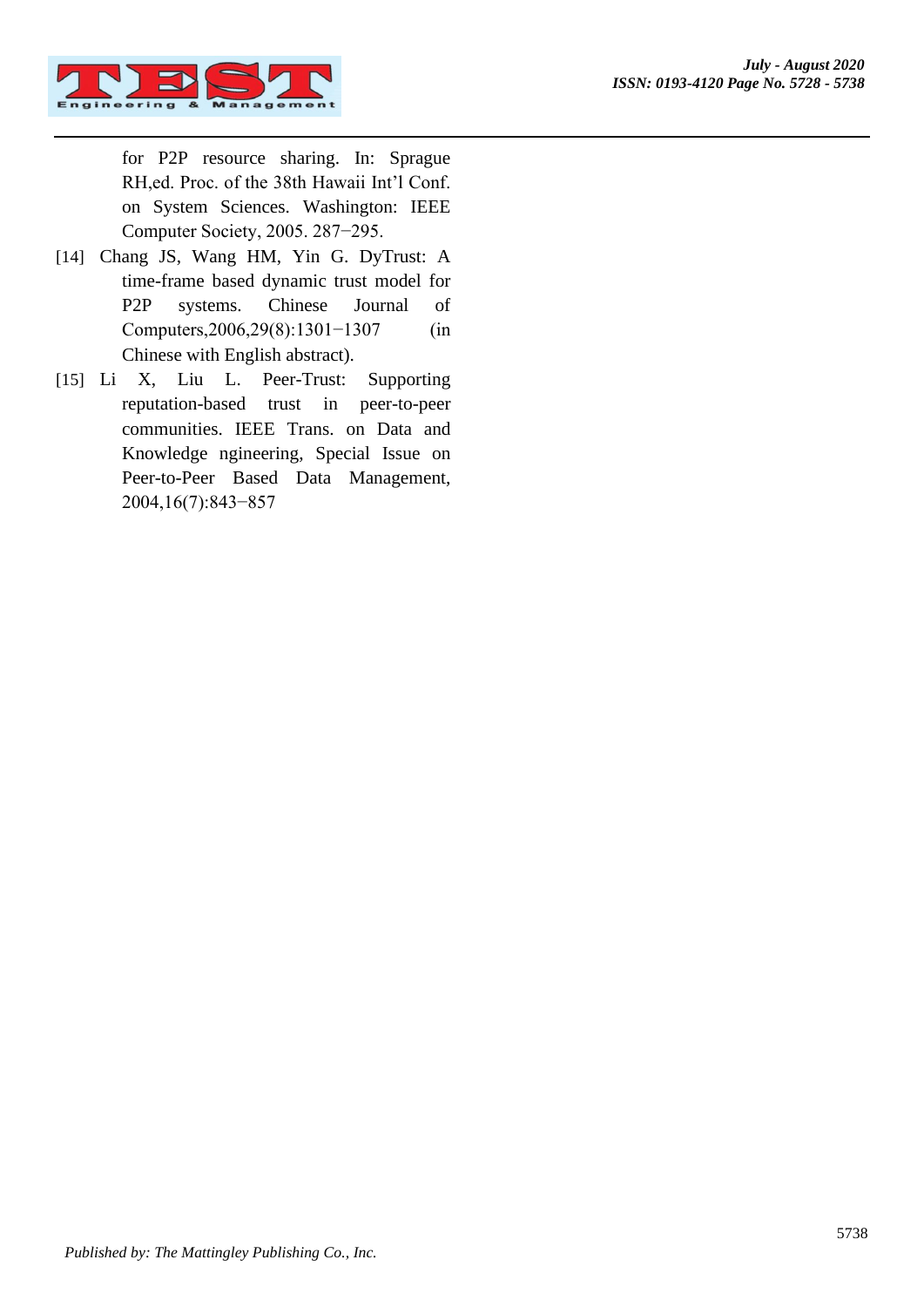for P2P resource sharing. In: Sprague RH,ed. Proc. of the 38th Hawaii Int'l Conf. on System Sciences. Washington: IEEE Computer Society, 2005. 287−295.

[14] Chang JS, Wang HM, Yin G. DyTrust: A time-frame based dynamic trust model for P2P systems. Chinese Journal of Computers,2006,29(8):1301−1307 (in Chinese with English abstract).

[15] Li X, Liu L. Peer-Trust: Supporting reputation-based trust in peer-to-peer communities. IEEE Trans. on Data and Knowledge ngineering, Special Issue on Peer-to-Peer Based Data Management, 2004,16(7):843−857